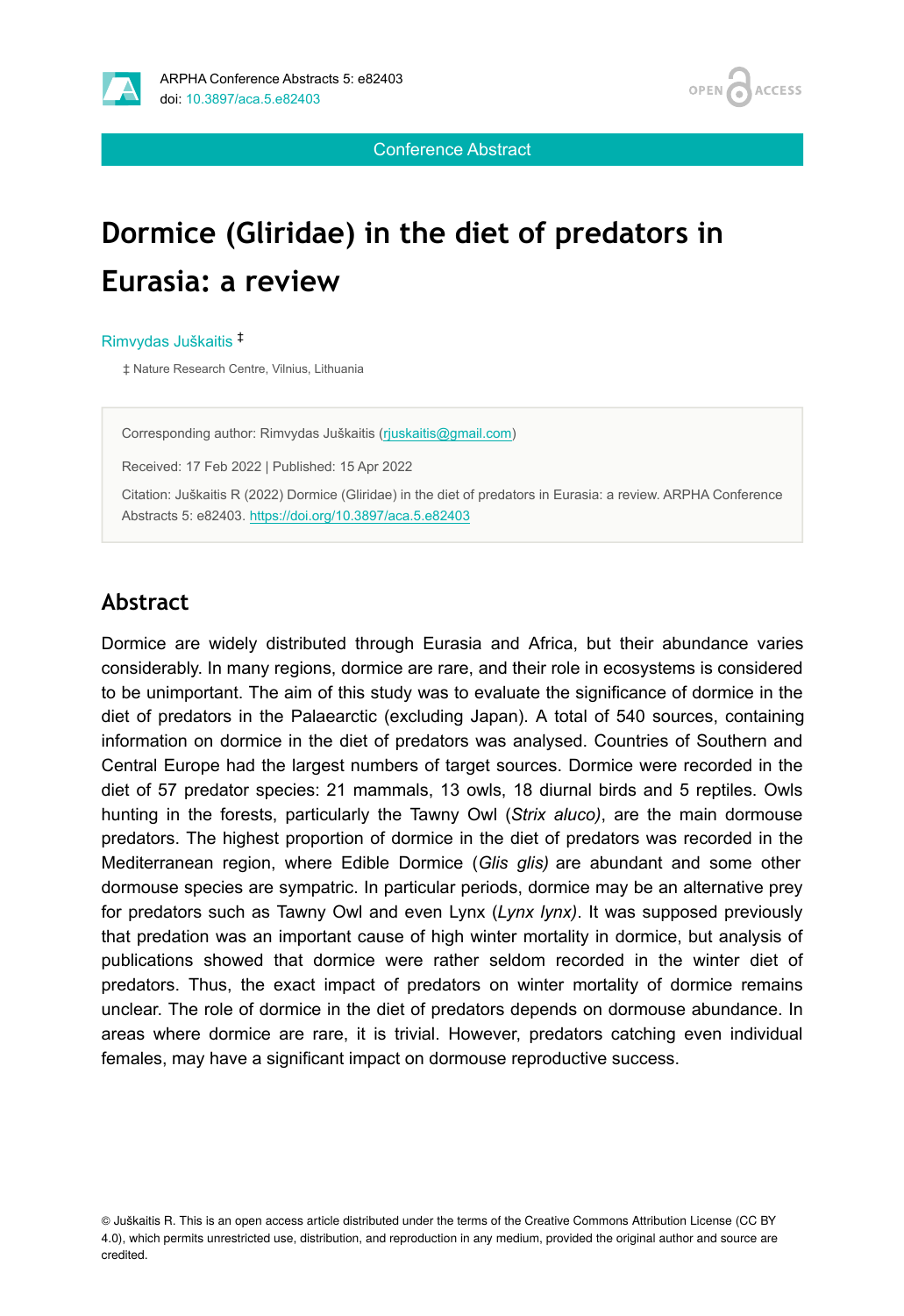Conference Abstract

# Dormice (Gliridae) in the diet of predators in Eurasia: a review

Rimvydas Juškaitis [‡]

‡ Nature Research Centre, Vilnius, Lithuania

Corresponding author: Rimvydas Juškaitis (rjuskaitis@gmail.com)

Received: 17 Feb 2022 | Published: 15 Apr 2022

Citation: Juškaitis R (2022) Dormice (Gliridae) in the diet of predators in Eurasia: a review. ARPHA Conference Abstracts 5: e82403. https://doi.org/10.3897/aca.5.e82403

## Abstract

Dormice are widely distributed through Eurasia and Africa, but their abundance varies considerably. In many regions, dormice are rare, and their role in ecosystems is considered to be unimportant. The aim of this study was to evaluate the significance of dormice in the diet of predators in the Palaearctic (excluding Japan). A total of 540 sources, containing information on dormice in the diet of predators was analysed. Countries of Southern and Central Europe had the largest numbers of target sources. Dormice were recorded in the diet of 57 predator species: 21 mammals, 13 owls, 18 diurnal birds and 5 reptiles. Owls hunting in the forests, particularly the Tawny Owl (*Strix aluco)*, are the main dormouse predators. The highest proportion of dormice in the diet of predators was recorded in the Mediterranean region, where Edible Dormice (*Glis glis)* are abundant and some other dormouse species are sympatric. In particular periods, dormice may be an alternative prey for predators such as Tawny Owl and even Lynx (*Lynx lynx)*. It was supposed previously that predation was an important cause of high winter mortality in dormice, but analysis of publications showed that dormice were rather seldom recorded in the winter diet of predators. Thus, the exact impact of predators on winter mortality of dormice remains unclear. The role of dormice in the diet of predators depends on dormouse abundance. In areas where dormice are rare, it is trivial. However, predators catching even individual females, may have a significant impact on dormouse reproductive success.

© Juškaitis R. This is an open access article distributed under the terms of the Creative Commons Attribution License (CC BY 4.0), which permits unrestricted use, distribution, and reproduction in any medium, provided the original author and source are credited.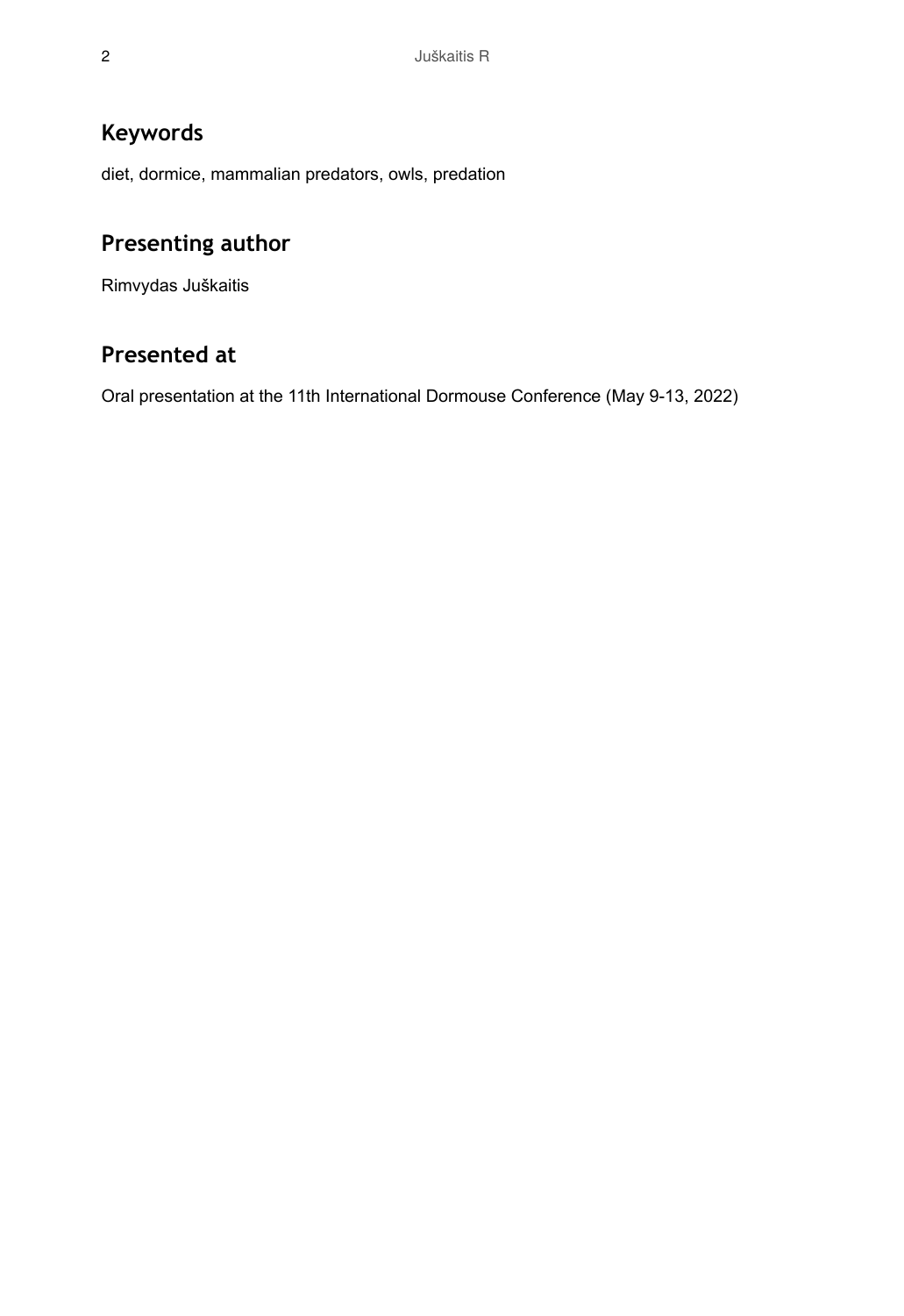## Keywords

diet, dormice, mammalian predators, owls, predation

## Presenting author

Rimvydas Juškaitis

## Presented at

Oral presentation at the 11th International Dormouse Conference (May 9-13, 2022)